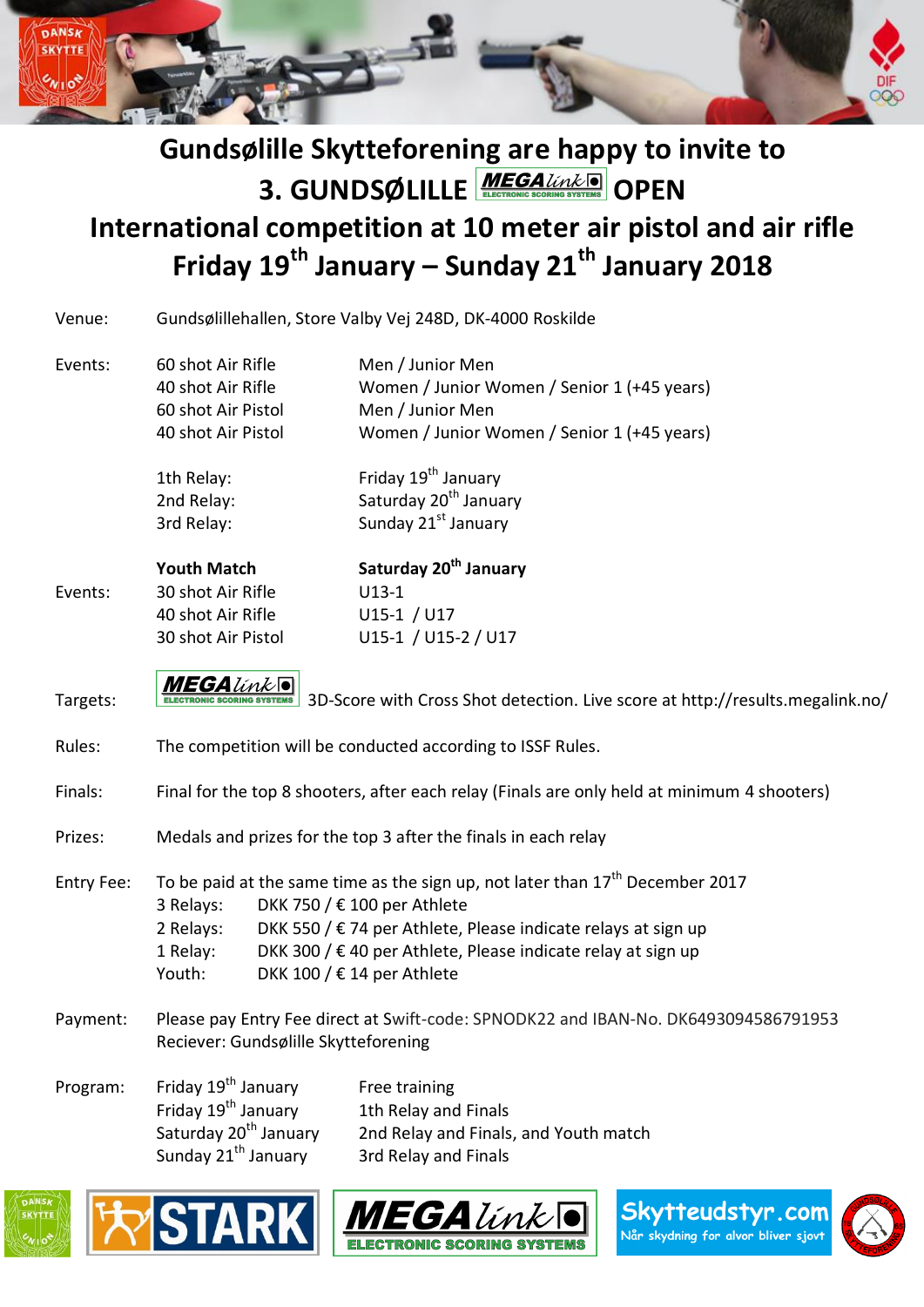# Gundsølille Skytteforening are happy to invite to

# 3. GUNDSØLILLE MEGAlink OPEN

## International competition at 10 meter air pistol and air rifle

## Friday 19th January – Sunday 21th January 2018

**Venue:** Gundsølillehallen, Store Valby Vej 248D, DK-4000 Roskilde

**Events:**

| | |
|---|---|
| 60 shot Air Rifle | Men / Junior Men |
| 40 shot Air Rifle | Women / Junior Women / Senior 1 (+45 years) |
| 60 shot Air Pistol | Men / Junior Men |
| 40 shot Air Pistol | Women / Junior Women / Senior 1 (+45 years) |

| | |
|---|---|
| 1th Relay: | Friday 19th January |
| 2nd Relay: | Saturday 20th January |
| 3rd Relay: | Sunday 21st January |

**Events:**

| **Youth Match** | **Saturday 20th January** |
|---|---|
| 30 shot Air Rifle | U13-1 |
| 40 shot Air Rifle | U15-1 / U17 |
| 30 shot Air Pistol | U15-1 / U15-2 / U17 |

**Targets:** MEGAlink 3D-Score with Cross Shot detection. Live score at http://results.megalink.no/

**Rules:** The competition will be conducted according to ISSF Rules.

**Finals:** Final for the top 8 shooters, after each relay (Finals are only held at minimum 4 shooters)

**Prizes:** Medals and prizes for the top 3 after the finals in each relay

**Entry Fee:** To be paid at the same time as the sign up, not later than 17th December 2017

| | |
|---|---|
| 3 Relays: | DKK 750 / € 100 per Athlete |
| 2 Relays: | DKK 550 / € 74 per Athlete, Please indicate relays at sign up |
| 1 Relay: | DKK 300 / € 40 per Athlete, Please indicate relay at sign up |
| Youth: | DKK 100 / € 14 per Athlete |

**Payment:** Please pay Entry Fee direct at Swift-code: SPNODK22 and IBAN-No. DK6493094586791953
Reciever: Gundsølille Skytteforening

**Program:**

| | |
|---|---|
| Friday 19th January | Free training |
| Friday 19th January | 1th Relay and Finals |
| Saturday 20th January | 2nd Relay and Finals, and Youth match |
| Sunday 21th January | 3rd Relay and Finals |

STARK — MEGAlink ELECTRONIC SCORING SYSTEMS — Skytteudstyr.com Når skydning for alvor bliver sjovt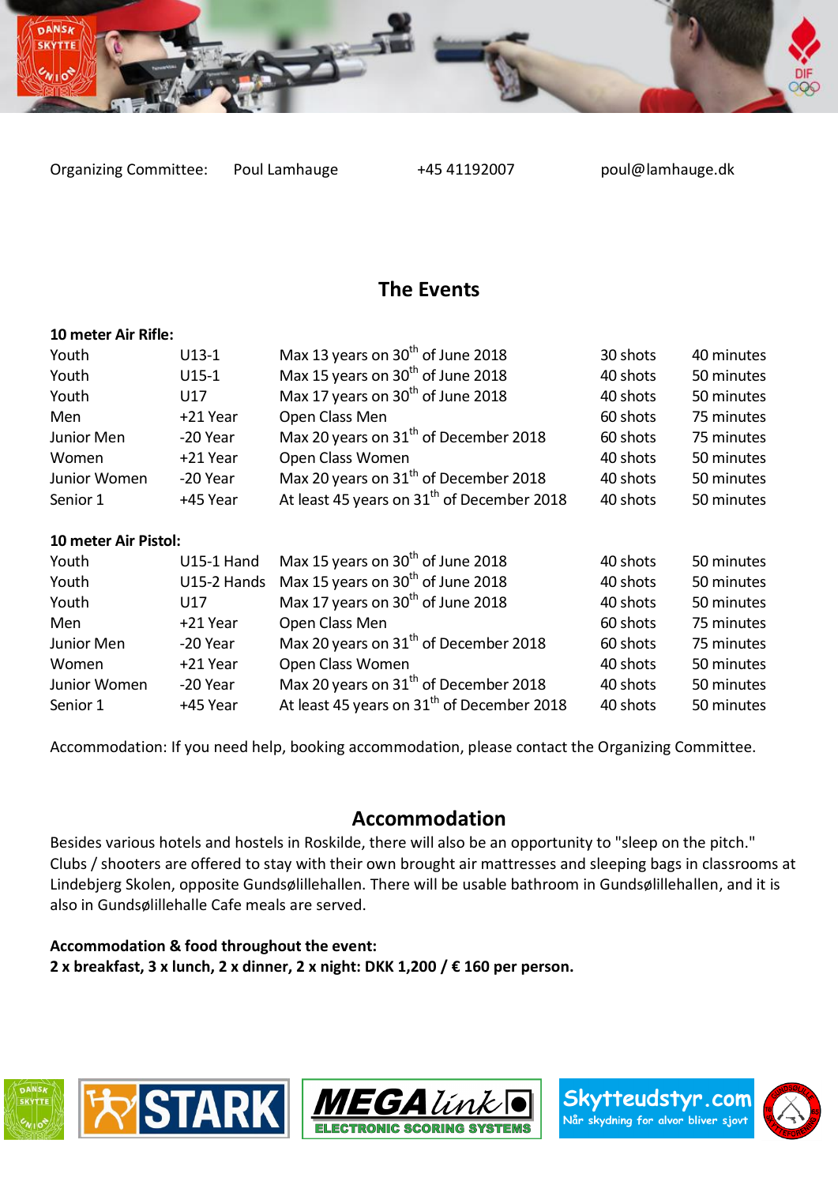Organizing Committee: Poul Lamhauge +45 41192007 poul@lamhauge.dk

## The Events

**10 meter Air Rifle:**

| | | | | |
|---|---|---|---|---|
| Youth | U13-1 | Max 13 years on 30th of June 2018 | 30 shots | 40 minutes |
| Youth | U15-1 | Max 15 years on 30th of June 2018 | 40 shots | 50 minutes |
| Youth | U17 | Max 17 years on 30th of June 2018 | 40 shots | 50 minutes |
| Men | +21 Year | Open Class Men | 60 shots | 75 minutes |
| Junior Men | -20 Year | Max 20 years on 31th of December 2018 | 60 shots | 75 minutes |
| Women | +21 Year | Open Class Women | 40 shots | 50 minutes |
| Junior Women | -20 Year | Max 20 years on 31th of December 2018 | 40 shots | 50 minutes |
| Senior 1 | +45 Year | At least 45 years on 31th of December 2018 | 40 shots | 50 minutes |

**10 meter Air Pistol:**

| | | | | |
|---|---|---|---|---|
| Youth | U15-1 Hand | Max 15 years on 30th of June 2018 | 40 shots | 50 minutes |
| Youth | U15-2 Hands | Max 15 years on 30th of June 2018 | 40 shots | 50 minutes |
| Youth | U17 | Max 17 years on 30th of June 2018 | 40 shots | 50 minutes |
| Men | +21 Year | Open Class Men | 60 shots | 75 minutes |
| Junior Men | -20 Year | Max 20 years on 31th of December 2018 | 60 shots | 75 minutes |
| Women | +21 Year | Open Class Women | 40 shots | 50 minutes |
| Junior Women | -20 Year | Max 20 years on 31th of December 2018 | 40 shots | 50 minutes |
| Senior 1 | +45 Year | At least 45 years on 31th of December 2018 | 40 shots | 50 minutes |

Accommodation: If you need help, booking accommodation, please contact the Organizing Committee.

## Accommodation

Besides various hotels and hostels in Roskilde, there will also be an opportunity to "sleep on the pitch." Clubs / shooters are offered to stay with their own brought air mattresses and sleeping bags in classrooms at Lindebjerg Skolen, opposite Gundsølillehallen. There will be usable bathroom in Gundsølillehallen, and it is also in Gundsølillehalle Cafe meals are served.

**Accommodation & food throughout the event:**
**2 x breakfast, 3 x lunch, 2 x dinner, 2 x night: DKK 1,200 / € 160 per person.**